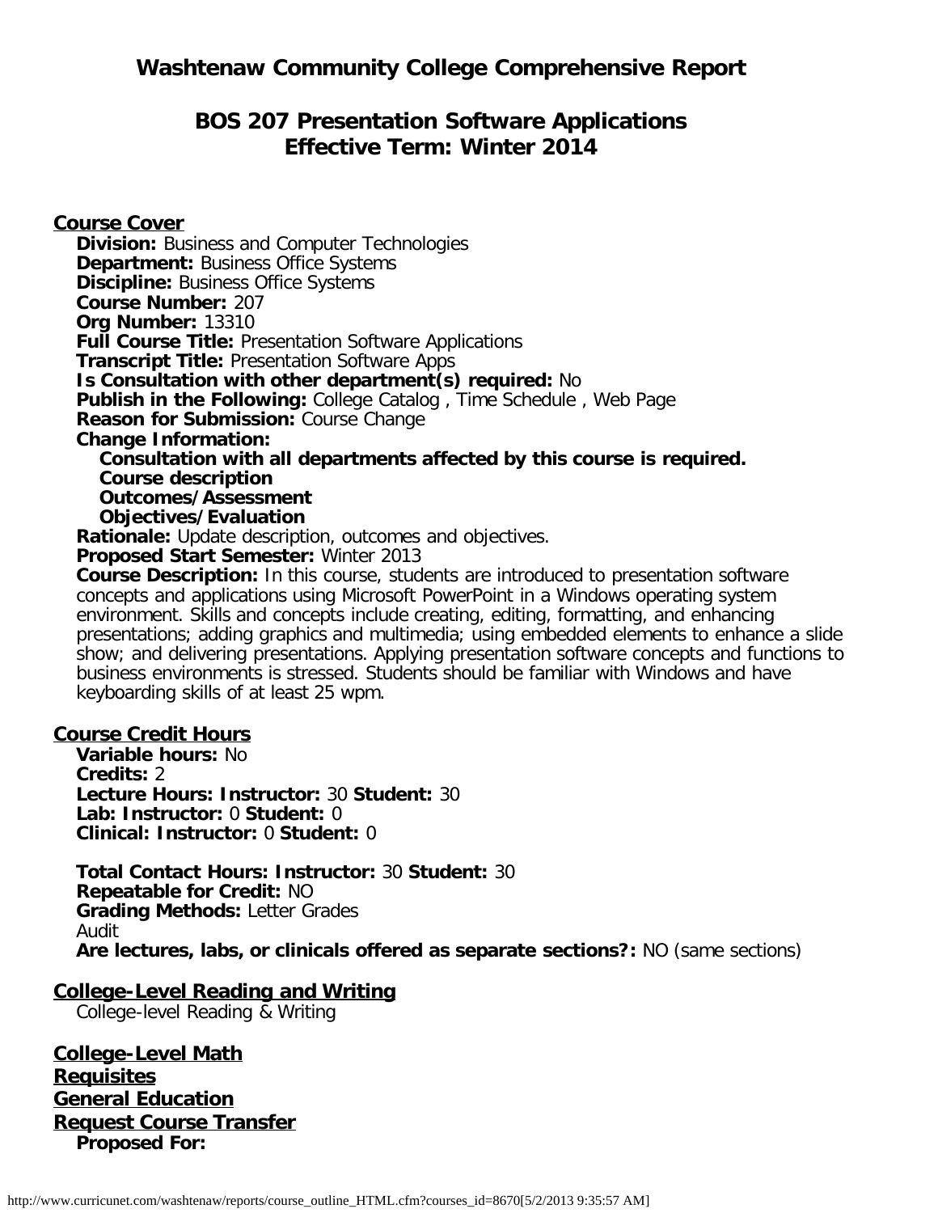# Washtenaw Community College Comprehensive Report

## BOS 207 Presentation Software Applications
## Effective Term: Winter 2014

### Course Cover

**Division:** Business and Computer Technologies
**Department:** Business Office Systems
**Discipline:** Business Office Systems
**Course Number:** 207
**Org Number:** 13310
**Full Course Title:** Presentation Software Applications
**Transcript Title:** Presentation Software Apps
**Is Consultation with other department(s) required:** No
**Publish in the Following:** College Catalog , Time Schedule , Web Page
**Reason for Submission:** Course Change
**Change Information:**
**Consultation with all departments affected by this course is required.**
**Course description**
**Outcomes/Assessment**
**Objectives/Evaluation**
**Rationale:** Update description, outcomes and objectives.
**Proposed Start Semester:** Winter 2013
**Course Description:** In this course, students are introduced to presentation software concepts and applications using Microsoft PowerPoint in a Windows operating system environment. Skills and concepts include creating, editing, formatting, and enhancing presentations; adding graphics and multimedia; using embedded elements to enhance a slide show; and delivering presentations. Applying presentation software concepts and functions to business environments is stressed. Students should be familiar with Windows and have keyboarding skills of at least 25 wpm.

### Course Credit Hours

**Variable hours:** No
**Credits:** 2
**Lecture Hours: Instructor:** 30 **Student:** 30
**Lab: Instructor:** 0 **Student:** 0
**Clinical: Instructor:** 0 **Student:** 0

**Total Contact Hours: Instructor:** 30 **Student:** 30
**Repeatable for Credit:** NO
**Grading Methods:** Letter Grades
Audit
**Are lectures, labs, or clinicals offered as separate sections?:** NO (same sections)

### College-Level Reading and Writing

College-level Reading & Writing

### College-Level Math

### Requisites

### General Education

### Request Course Transfer

**Proposed For:**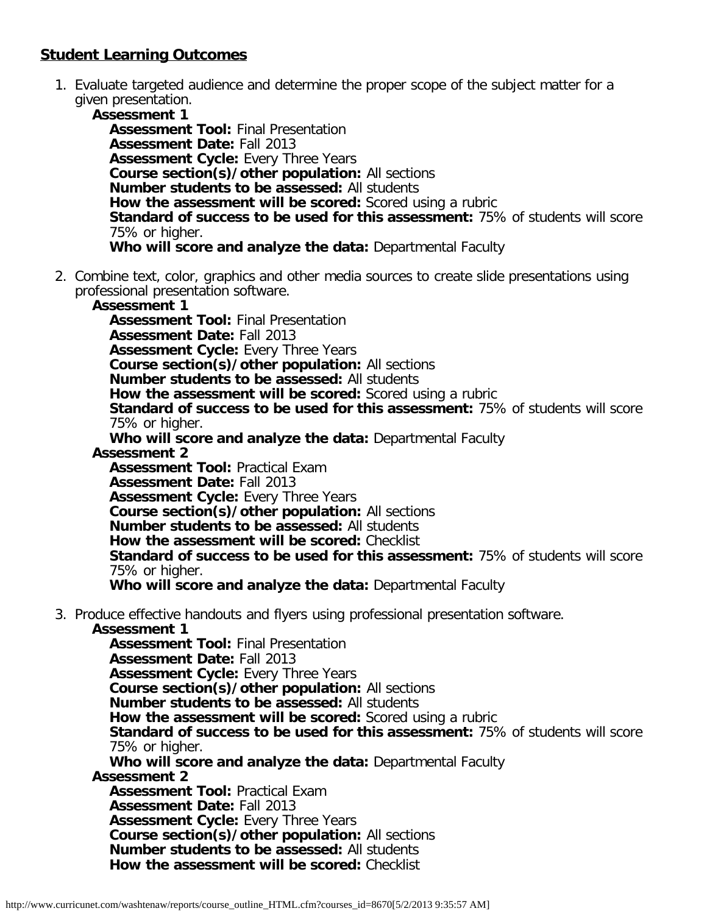## Student Learning Outcomes

1. Evaluate targeted audience and determine the proper scope of the subject matter for a given presentation.
   - **Assessment 1**
     - **Assessment Tool:** Final Presentation
     - **Assessment Date:** Fall 2013
     - **Assessment Cycle:** Every Three Years
     - **Course section(s)/other population:** All sections
     - **Number students to be assessed:** All students
     - **How the assessment will be scored:** Scored using a rubric
     - **Standard of success to be used for this assessment:** 75% of students will score 75% or higher.
     - **Who will score and analyze the data:** Departmental Faculty

2. Combine text, color, graphics and other media sources to create slide presentations using professional presentation software.
   - **Assessment 1**
     - **Assessment Tool:** Final Presentation
     - **Assessment Date:** Fall 2013
     - **Assessment Cycle:** Every Three Years
     - **Course section(s)/other population:** All sections
     - **Number students to be assessed:** All students
     - **How the assessment will be scored:** Scored using a rubric
     - **Standard of success to be used for this assessment:** 75% of students will score 75% or higher.
     - **Who will score and analyze the data:** Departmental Faculty
   - **Assessment 2**
     - **Assessment Tool:** Practical Exam
     - **Assessment Date:** Fall 2013
     - **Assessment Cycle:** Every Three Years
     - **Course section(s)/other population:** All sections
     - **Number students to be assessed:** All students
     - **How the assessment will be scored:** Checklist
     - **Standard of success to be used for this assessment:** 75% of students will score 75% or higher.
     - **Who will score and analyze the data:** Departmental Faculty

3. Produce effective handouts and flyers using professional presentation software.
   - **Assessment 1**
     - **Assessment Tool:** Final Presentation
     - **Assessment Date:** Fall 2013
     - **Assessment Cycle:** Every Three Years
     - **Course section(s)/other population:** All sections
     - **Number students to be assessed:** All students
     - **How the assessment will be scored:** Scored using a rubric
     - **Standard of success to be used for this assessment:** 75% of students will score 75% or higher.
     - **Who will score and analyze the data:** Departmental Faculty
   - **Assessment 2**
     - **Assessment Tool:** Practical Exam
     - **Assessment Date:** Fall 2013
     - **Assessment Cycle:** Every Three Years
     - **Course section(s)/other population:** All sections
     - **Number students to be assessed:** All students
     - **How the assessment will be scored:** Checklist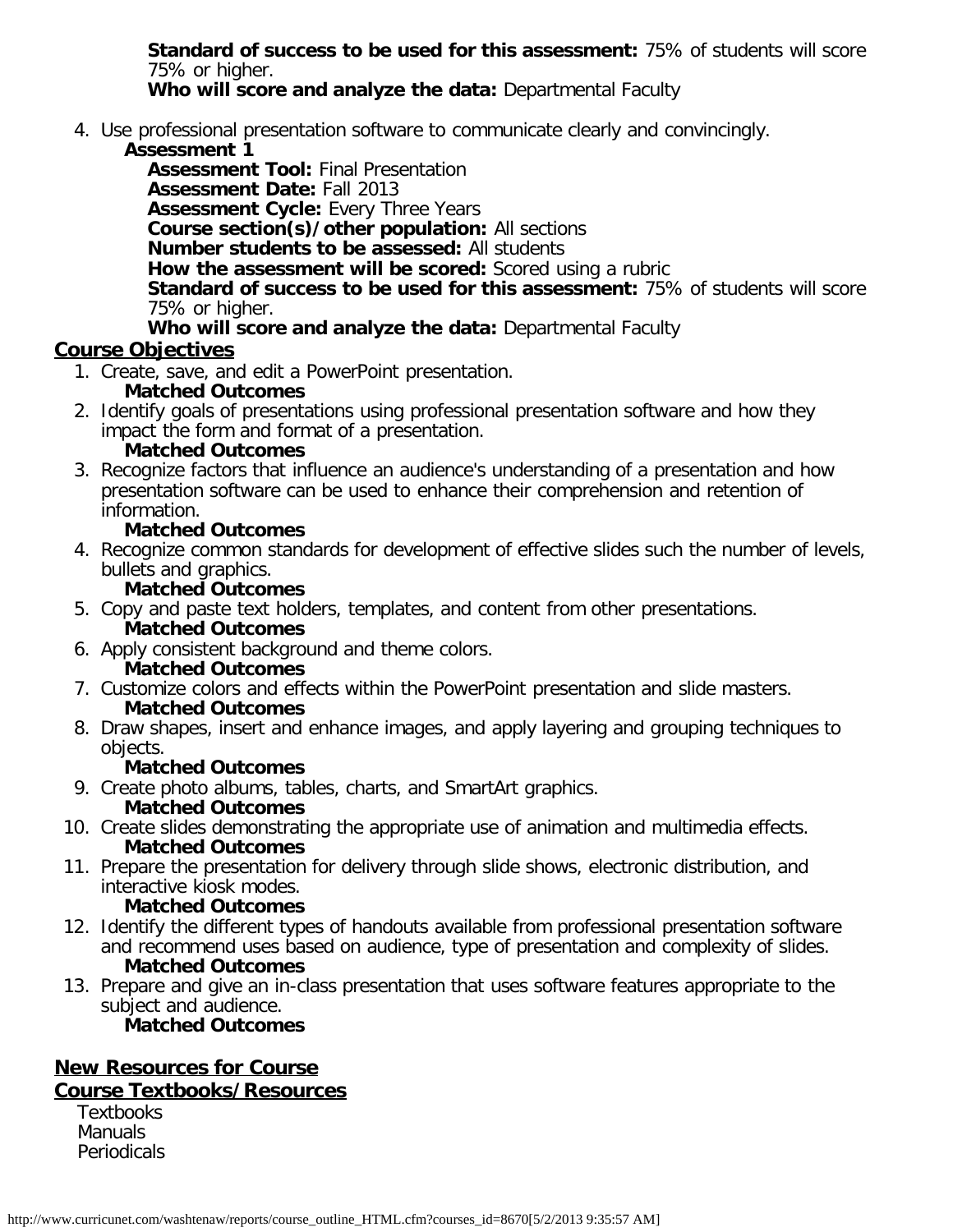**Standard of success to be used for this assessment:** 75% of students will score 75% or higher.
**Who will score and analyze the data:** Departmental Faculty

4. Use professional presentation software to communicate clearly and convincingly.
   **Assessment 1**
   **Assessment Tool:** Final Presentation
   **Assessment Date:** Fall 2013
   **Assessment Cycle:** Every Three Years
   **Course section(s)/other population:** All sections
   **Number students to be assessed:** All students
   **How the assessment will be scored:** Scored using a rubric
   **Standard of success to be used for this assessment:** 75% of students will score 75% or higher.
   **Who will score and analyze the data:** Departmental Faculty

## Course Objectives

1. Create, save, and edit a PowerPoint presentation.
   **Matched Outcomes**
2. Identify goals of presentations using professional presentation software and how they impact the form and format of a presentation.
   **Matched Outcomes**
3. Recognize factors that influence an audience's understanding of a presentation and how presentation software can be used to enhance their comprehension and retention of information.
   **Matched Outcomes**
4. Recognize common standards for development of effective slides such the number of levels, bullets and graphics.
   **Matched Outcomes**
5. Copy and paste text holders, templates, and content from other presentations.
   **Matched Outcomes**
6. Apply consistent background and theme colors.
   **Matched Outcomes**
7. Customize colors and effects within the PowerPoint presentation and slide masters.
   **Matched Outcomes**
8. Draw shapes, insert and enhance images, and apply layering and grouping techniques to objects.
   **Matched Outcomes**
9. Create photo albums, tables, charts, and SmartArt graphics.
   **Matched Outcomes**
10. Create slides demonstrating the appropriate use of animation and multimedia effects.
    **Matched Outcomes**
11. Prepare the presentation for delivery through slide shows, electronic distribution, and interactive kiosk modes.
    **Matched Outcomes**
12. Identify the different types of handouts available from professional presentation software and recommend uses based on audience, type of presentation and complexity of slides.
    **Matched Outcomes**
13. Prepare and give an in-class presentation that uses software features appropriate to the subject and audience.
    **Matched Outcomes**

## New Resources for Course

## Course Textbooks/Resources

Textbooks
Manuals
Periodicals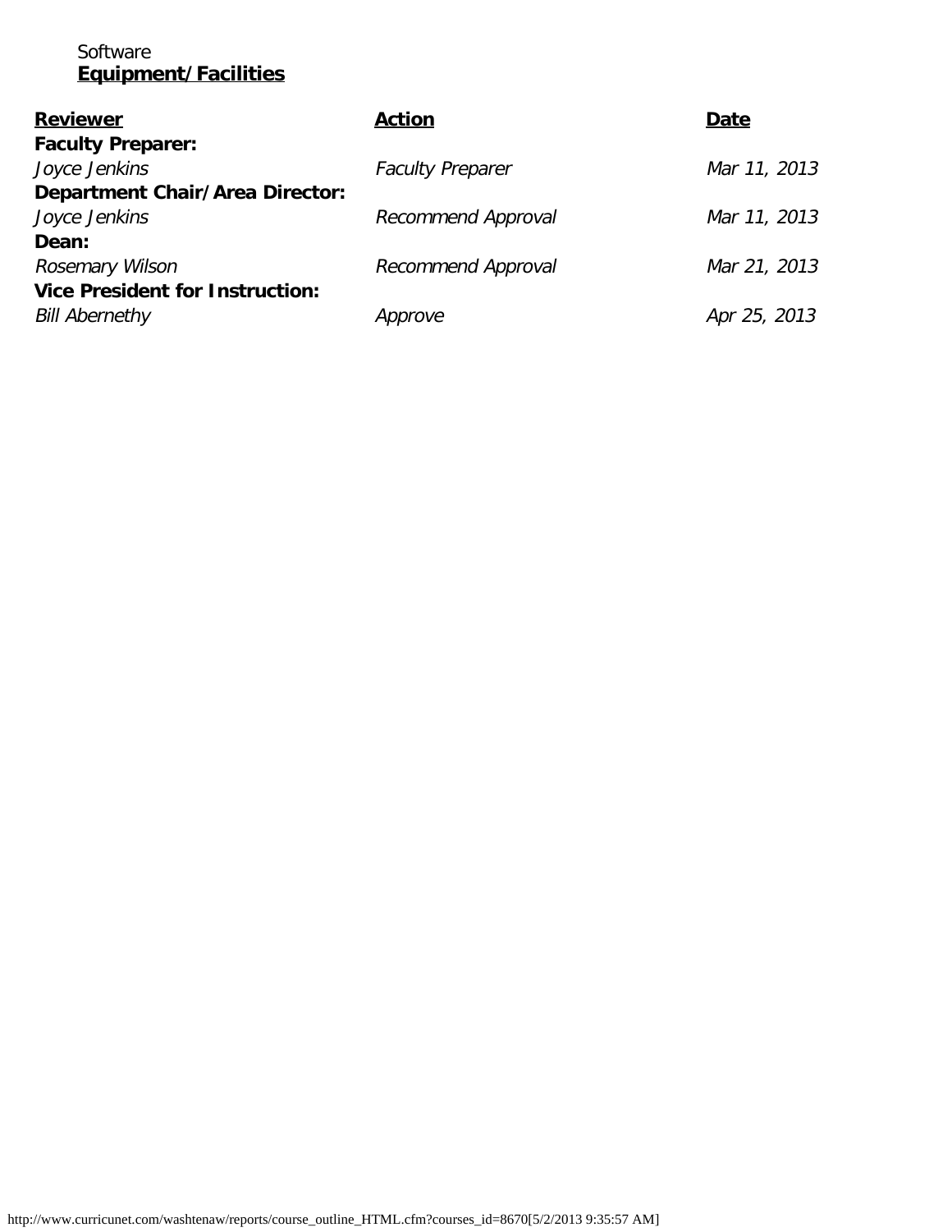Software
**Equipment/Facilities**

| **Reviewer** | **Action** | **Date** |
| --- | --- | --- |
| **Faculty Preparer:** | | |
| *Joyce Jenkins* | *Faculty Preparer* | *Mar 11, 2013* |
| **Department Chair/Area Director:** | | |
| *Joyce Jenkins* | *Recommend Approval* | *Mar 11, 2013* |
| **Dean:** | | |
| *Rosemary Wilson* | *Recommend Approval* | *Mar 21, 2013* |
| **Vice President for Instruction:** | | |
| *Bill Abernethy* | *Approve* | *Apr 25, 2013* |